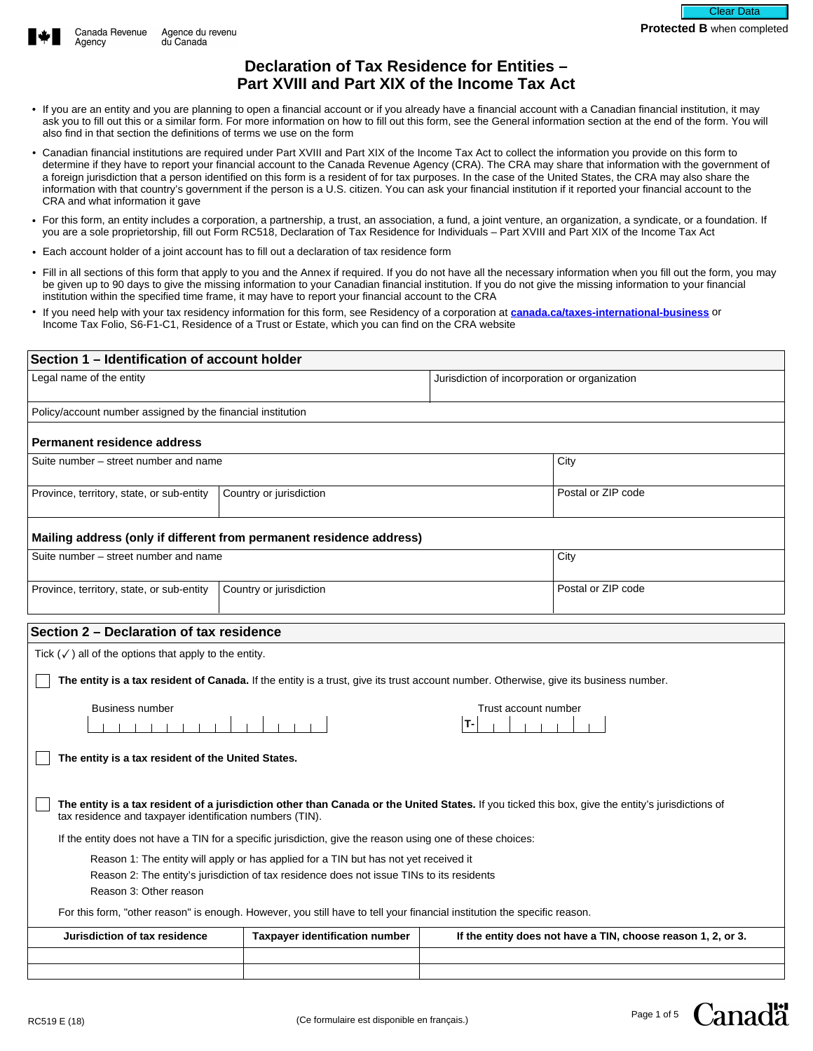Canada Revenue Agency / Agence du revenu du Canada

**Protected B** when completed

# Declaration of Tax Residence for Entities – Part XVIII and Part XIX of the Income Tax Act

- If you are an entity and you are planning to open a financial account or if you already have a financial account with a Canadian financial institution, it may ask you to fill out this or a similar form. For more information on how to fill out this form, see the General information section at the end of the form. You will also find in that section the definitions of terms we use on the form
- Canadian financial institutions are required under Part XVIII and Part XIX of the Income Tax Act to collect the information you provide on this form to determine if they have to report your financial account to the Canada Revenue Agency (CRA). The CRA may share that information with the government of a foreign jurisdiction that a person identified on this form is a resident of for tax purposes. In the case of the United States, the CRA may also share the information with that country's government if the person is a U.S. citizen. You can ask your financial institution if it reported your financial account to the CRA and what information it gave
- For this form, an entity includes a corporation, a partnership, a trust, an association, a fund, a joint venture, an organization, a syndicate, or a foundation. If you are a sole proprietorship, fill out Form RC518, Declaration of Tax Residence for Individuals – Part XVIII and Part XIX of the Income Tax Act
- Each account holder of a joint account has to fill out a declaration of tax residence form
- Fill in all sections of this form that apply to you and the Annex if required. If you do not have all the necessary information when you fill out the form, you may be given up to 90 days to give the missing information to your Canadian financial institution. If you do not give the missing information to your financial institution within the specified time frame, it may have to report your financial account to the CRA
- If you need help with your tax residency information for this form, see Residency of a corporation at **canada.ca/taxes-international-business** or Income Tax Folio, S6-F1-C1, Residence of a Trust or Estate, which you can find on the CRA website

## Section 1 – Identification of account holder

| Legal name of the entity | Jurisdiction of incorporation or organization |
|---|---|
| | |

Policy/account number assigned by the financial institution

### Permanent residence address

| Suite number – street number and name | | City |
|---|---|---|
| | | |
| **Province, territory, state, or sub-entity** | **Country or jurisdiction** | **Postal or ZIP code** |
| | | |

### Mailing address (only if different from permanent residence address)

| Suite number – street number and name | | City |
|---|---|---|
| | | |
| **Province, territory, state, or sub-entity** | **Country or jurisdiction** | **Postal or ZIP code** |
| | | |

## Section 2 – Declaration of tax residence

Tick (✓) all of the options that apply to the entity.

☐ **The entity is a tax resident of Canada.** If the entity is a trust, give its trust account number. Otherwise, give its business number.

Business number: ____________  Trust account number: T-________

☐ **The entity is a tax resident of the United States.**

☐ **The entity is a tax resident of a jurisdiction other than Canada or the United States.** If you ticked this box, give the entity's jurisdictions of tax residence and taxpayer identification numbers (TIN).

If the entity does not have a TIN for a specific jurisdiction, give the reason using one of these choices:

Reason 1: The entity will apply or has applied for a TIN but has not yet received it
Reason 2: The entity's jurisdiction of tax residence does not issue TINs to its residents
Reason 3: Other reason

For this form, "other reason" is enough. However, you still have to tell your financial institution the specific reason.

| Jurisdiction of tax residence | Taxpayer identification number | If the entity does not have a TIN, choose reason 1, 2, or 3. |
|---|---|---|
| | | |
| | | |

RC519 E (18)

(Ce formulaire est disponible en français.)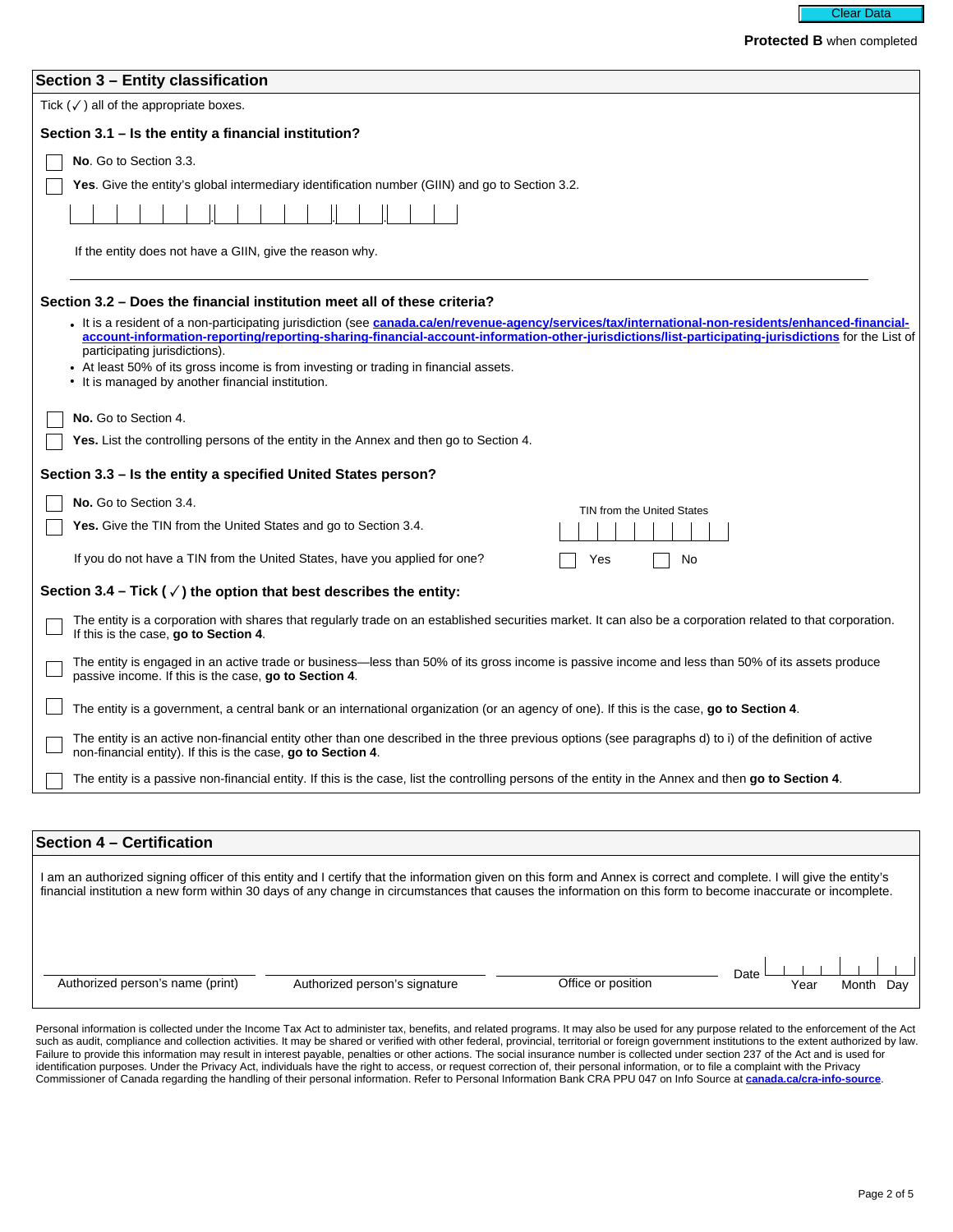Protected B when completed

## Section 3 – Entity classification

Tick (✓) all of the appropriate boxes.

### Section 3.1 – Is the entity a financial institution?

☐ **No**. Go to Section 3.3.

☐ **Yes**. Give the entity's global intermediary identification number (GIIN) and go to Section 3.2.

If the entity does not have a GIIN, give the reason why.

### Section 3.2 – Does the financial institution meet all of these criteria?

- It is a resident of a non-participating jurisdiction (see **canada.ca/en/revenue-agency/services/tax/international-non-residents/enhanced-financial-account-information-reporting/reporting-sharing-financial-account-information-other-jurisdictions/list-participating-jurisdictions** for the List of participating jurisdictions).
- At least 50% of its gross income is from investing or trading in financial assets.
- It is managed by another financial institution.

☐ **No.** Go to Section 4.

☐ **Yes.** List the controlling persons of the entity in the Annex and then go to Section 4.

### Section 3.3 – Is the entity a specified United States person?

☐ **No.** Go to Section 3.4.

☐ **Yes.** Give the TIN from the United States and go to Section 3.4.

TIN from the United States

If you do not have a TIN from the United States, have you applied for one? ☐ Yes ☐ No

### Section 3.4 – Tick (✓) the option that best describes the entity:

☐ The entity is a corporation with shares that regularly trade on an established securities market. It can also be a corporation related to that corporation. If this is the case, **go to Section 4**.

☐ The entity is engaged in an active trade or business—less than 50% of its gross income is passive income and less than 50% of its assets produce passive income. If this is the case, **go to Section 4**.

☐ The entity is a government, a central bank or an international organization (or an agency of one). If this is the case, **go to Section 4**.

☐ The entity is an active non-financial entity other than one described in the three previous options (see paragraphs d) to i) of the definition of active non-financial entity). If this is the case, **go to Section 4**.

☐ The entity is a passive non-financial entity. If this is the case, list the controlling persons of the entity in the Annex and then **go to Section 4**.

## Section 4 – Certification

I am an authorized signing officer of this entity and I certify that the information given on this form and Annex is correct and complete. I will give the entity's financial institution a new form within 30 days of any change in circumstances that causes the information on this form to become inaccurate or incomplete.

| Authorized person's name (print) | Authorized person's signature | Office or position | Date (Year / Month / Day) |
|---|---|---|---|
| | | | |

Personal information is collected under the Income Tax Act to administer tax, benefits, and related programs. It may also be used for any purpose related to the enforcement of the Act such as audit, compliance and collection activities. It may be shared or verified with other federal, provincial, territorial or foreign government institutions to the extent authorized by law. Failure to provide this information may result in interest payable, penalties or other actions. The social insurance number is collected under section 237 of the Act and is used for identification purposes. Under the Privacy Act, individuals have the right to access, or request correction of, their personal information, or to file a complaint with the Privacy Commissioner of Canada regarding the handling of their personal information. Refer to Personal Information Bank CRA PPU 047 on Info Source at **canada.ca/cra-info-source**.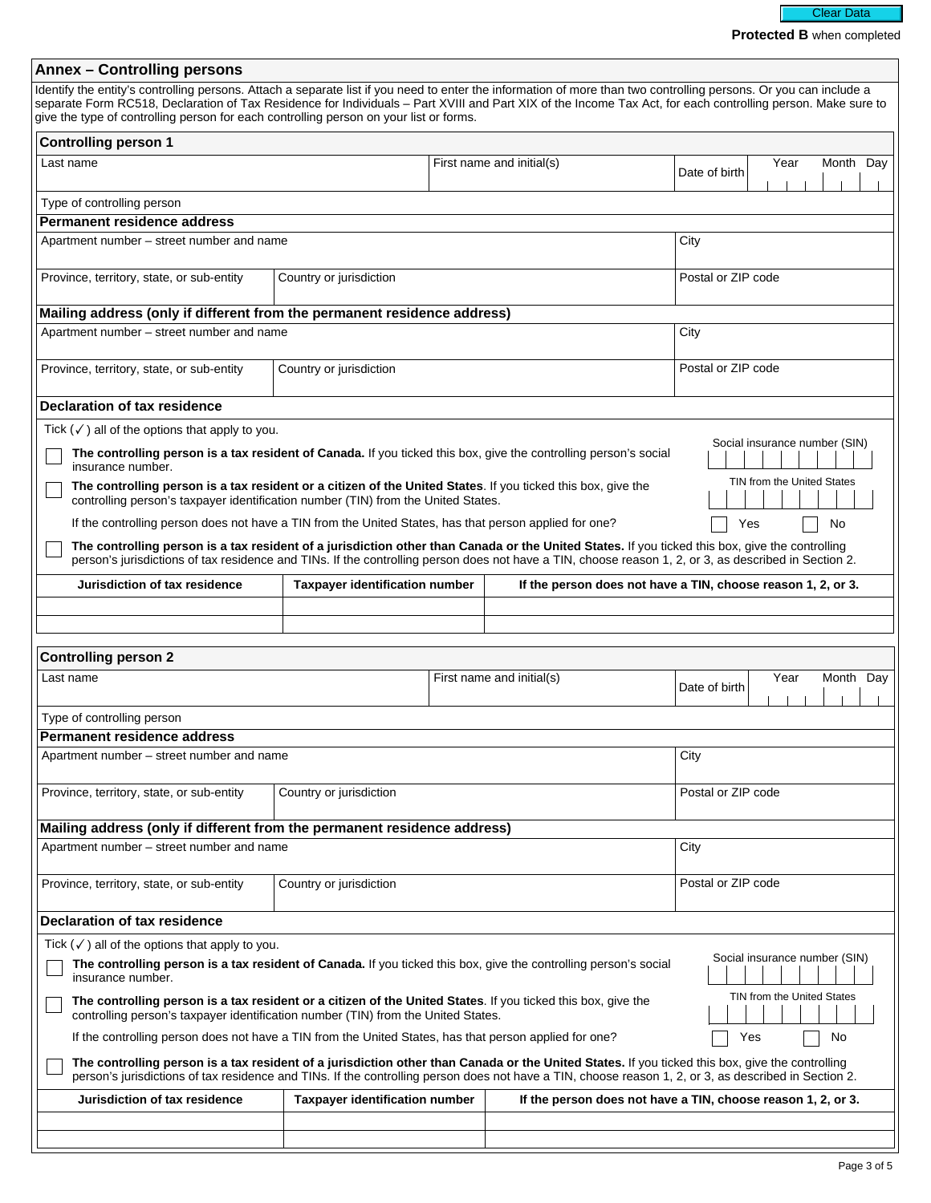Protected B when completed

## Annex – Controlling persons

Identify the entity's controlling persons. Attach a separate list if you need to enter the information of more than two controlling persons. Or you can include a separate Form RC518, Declaration of Tax Residence for Individuals – Part XVIII and Part XIX of the Income Tax Act, for each controlling person. Make sure to give the type of controlling person for each controlling person on your list or forms.

### Controlling person 1

| Last name | First name and initial(s) | Date of birth (Year / Month / Day) |
|---|---|---|
| | | |

Type of controlling person

**Permanent residence address**

| Apartment number – street number and name | | City |
|---|---|---|
| | | |
| **Province, territory, state, or sub-entity** | **Country or jurisdiction** | **Postal or ZIP code** |
| | | |

**Mailing address (only if different from the permanent residence address)**

| Apartment number – street number and name | | City |
|---|---|---|
| | | |
| **Province, territory, state, or sub-entity** | **Country or jurisdiction** | **Postal or ZIP code** |
| | | |

**Declaration of tax residence**

Tick (✓) all of the options that apply to you.

- ☐ **The controlling person is a tax resident of Canada.** If you ticked this box, give the controlling person's social insurance number. — Social insurance number (SIN)
- ☐ **The controlling person is a tax resident or a citizen of the United States**. If you ticked this box, give the controlling person's taxpayer identification number (TIN) from the United States. — TIN from the United States

  If the controlling person does not have a TIN from the United States, has that person applied for one? ☐ Yes ☐ No
- ☐ **The controlling person is a tax resident of a jurisdiction other than Canada or the United States.** If you ticked this box, give the controlling person's jurisdictions of tax residence and TINs. If the controlling person does not have a TIN, choose reason 1, 2, or 3, as described in Section 2.

| Jurisdiction of tax residence | Taxpayer identification number | If the person does not have a TIN, choose reason 1, 2, or 3. |
|---|---|---|
| | | |
| | | |

### Controlling person 2

| Last name | First name and initial(s) | Date of birth (Year / Month / Day) |
|---|---|---|
| | | |

Type of controlling person

**Permanent residence address**

| Apartment number – street number and name | | City |
|---|---|---|
| | | |
| **Province, territory, state, or sub-entity** | **Country or jurisdiction** | **Postal or ZIP code** |
| | | |

**Mailing address (only if different from the permanent residence address)**

| Apartment number – street number and name | | City |
|---|---|---|
| | | |
| **Province, territory, state, or sub-entity** | **Country or jurisdiction** | **Postal or ZIP code** |
| | | |

**Declaration of tax residence**

Tick (✓) all of the options that apply to you.

- ☐ **The controlling person is a tax resident of Canada.** If you ticked this box, give the controlling person's social insurance number. — Social insurance number (SIN)
- ☐ **The controlling person is a tax resident or a citizen of the United States**. If you ticked this box, give the controlling person's taxpayer identification number (TIN) from the United States. — TIN from the United States

  If the controlling person does not have a TIN from the United States, has that person applied for one? ☐ Yes ☐ No
- ☐ **The controlling person is a tax resident of a jurisdiction other than Canada or the United States.** If you ticked this box, give the controlling person's jurisdictions of tax residence and TINs. If the controlling person does not have a TIN, choose reason 1, 2, or 3, as described in Section 2.

| Jurisdiction of tax residence | Taxpayer identification number | If the person does not have a TIN, choose reason 1, 2, or 3. |
|---|---|---|
| | | |
| | | |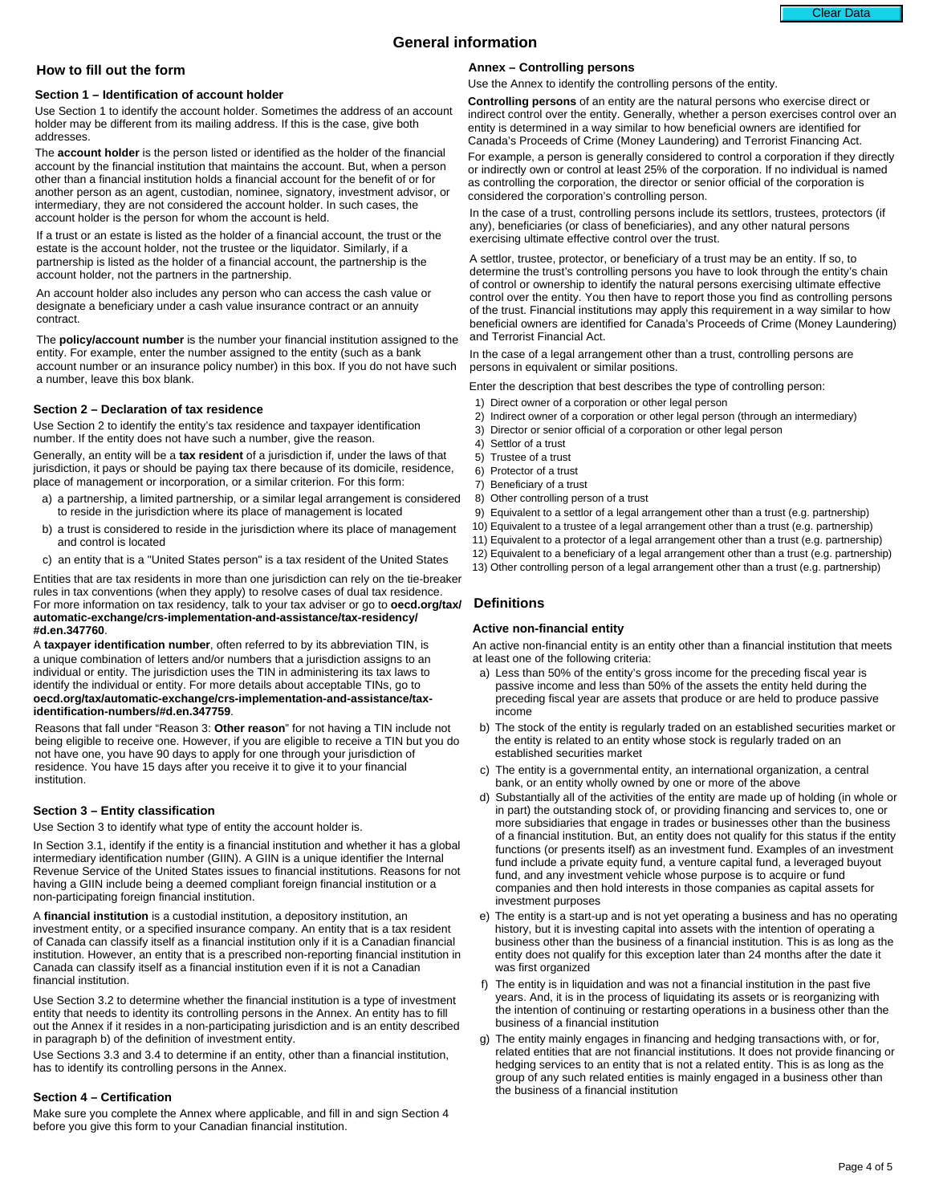# General information

## How to fill out the form

### Section 1 – Identification of account holder

Use Section 1 to identify the account holder. Sometimes the address of an account holder may be different from its mailing address. If this is the case, give both addresses.

The **account holder** is the person listed or identified as the holder of the financial account by the financial institution that maintains the account. But, when a person other than a financial institution holds a financial account for the benefit of or for another person as an agent, custodian, nominee, signatory, investment advisor, or intermediary, they are not considered the account holder. In such cases, the account holder is the person for whom the account is held.

If a trust or an estate is listed as the holder of a financial account, the trust or the estate is the account holder, not the trustee or the liquidator. Similarly, if a partnership is listed as the holder of a financial account, the partnership is the account holder, not the partners in the partnership.

An account holder also includes any person who can access the cash value or designate a beneficiary under a cash value insurance contract or an annuity contract.

The **policy/account number** is the number your financial institution assigned to the entity. For example, enter the number assigned to the entity (such as a bank account number or an insurance policy number) in this box. If you do not have such a number, leave this box blank.

### Section 2 – Declaration of tax residence

Use Section 2 to identify the entity's tax residence and taxpayer identification number. If the entity does not have such a number, give the reason.

Generally, an entity will be a **tax resident** of a jurisdiction if, under the laws of that jurisdiction, it pays or should be paying tax there because of its domicile, residence, place of management or incorporation, or a similar criterion. For this form:

a) a partnership, a limited partnership, or a similar legal arrangement is considered to reside in the jurisdiction where its place of management is located
b) a trust is considered to reside in the jurisdiction where its place of management and control is located
c) an entity that is a "United States person" is a tax resident of the United States

Entities that are tax residents in more than one jurisdiction can rely on the tie-breaker rules in tax conventions (when they apply) to resolve cases of dual tax residence. For more information on tax residency, talk to your tax adviser or go to **oecd.org/tax/automatic-exchange/crs-implementation-and-assistance/tax-residency/#d.en.347760**.

A **taxpayer identification number**, often referred to by its abbreviation TIN, is a unique combination of letters and/or numbers that a jurisdiction assigns to an individual or entity. The jurisdiction uses the TIN in administering its tax laws to identify the individual or entity. For more details about acceptable TINs, go to **oecd.org/tax/automatic-exchange/crs-implementation-and-assistance/tax-identification-numbers/#d.en.347759**.

Reasons that fall under "Reason 3: **Other reason**" for not having a TIN include not being eligible to receive one. However, if you are eligible to receive a TIN but you do not have one, you have 90 days to apply for one through your jurisdiction of residence. You have 15 days after you receive it to give it to your financial institution.

### Section 3 – Entity classification

Use Section 3 to identify what type of entity the account holder is.

In Section 3.1, identify if the entity is a financial institution and whether it has a global intermediary identification number (GIIN). A GIIN is a unique identifier the Internal Revenue Service of the United States issues to financial institutions. Reasons for not having a GIIN include being a deemed compliant foreign financial institution or a non-participating foreign financial institution.

A **financial institution** is a custodial institution, a depository institution, an investment entity, or a specified insurance company. An entity that is a tax resident of Canada can classify itself as a financial institution only if it is a Canadian financial institution. However, an entity that is a prescribed non-reporting financial institution in Canada can classify itself as a financial institution even if it is not a Canadian financial institution.

Use Section 3.2 to determine whether the financial institution is a type of investment entity that needs to identify its controlling persons in the Annex. An entity has to fill out the Annex if it resides in a non-participating jurisdiction and is an entity described in paragraph b) of the definition of investment entity.

Use Sections 3.3 and 3.4 to determine if an entity, other than a financial institution, has to identify its controlling persons in the Annex.

### Section 4 – Certification

Make sure you complete the Annex where applicable, and fill in and sign Section 4 before you give this form to your Canadian financial institution.

### Annex – Controlling persons

Use the Annex to identify the controlling persons of the entity.

**Controlling persons** of an entity are the natural persons who exercise direct or indirect control over the entity. Generally, whether a person exercises control over an entity is determined in a way similar to how beneficial owners are identified for Canada's Proceeds of Crime (Money Laundering) and Terrorist Financing Act.

For example, a person is generally considered to control a corporation if they directly or indirectly own or control at least 25% of the corporation. If no individual is named as controlling the corporation, the director or senior official of the corporation is considered the corporation's controlling person.

In the case of a trust, controlling persons include its settlors, trustees, protectors (if any), beneficiaries (or class of beneficiaries), and any other natural persons exercising ultimate effective control over the trust.

A settlor, trustee, protector, or beneficiary of a trust may be an entity. If so, to determine the trust's controlling persons you have to look through the entity's chain of control or ownership to identify the natural persons exercising ultimate effective control over the entity. You then have to report those you find as controlling persons of the trust. Financial institutions may apply this requirement in a way similar to how beneficial owners are identified for Canada's Proceeds of Crime (Money Laundering) and Terrorist Financial Act.

In the case of a legal arrangement other than a trust, controlling persons are persons in equivalent or similar positions.

Enter the description that best describes the type of controlling person:

1) Direct owner of a corporation or other legal person
2) Indirect owner of a corporation or other legal person (through an intermediary)
3) Director or senior official of a corporation or other legal person
4) Settlor of a trust
5) Trustee of a trust
6) Protector of a trust
7) Beneficiary of a trust
8) Other controlling person of a trust
9) Equivalent to a settlor of a legal arrangement other than a trust (e.g. partnership)
10) Equivalent to a trustee of a legal arrangement other than a trust (e.g. partnership)
11) Equivalent to a protector of a legal arrangement other than a trust (e.g. partnership)
12) Equivalent to a beneficiary of a legal arrangement other than a trust (e.g. partnership)
13) Other controlling person of a legal arrangement other than a trust (e.g. partnership)

## Definitions

### Active non-financial entity

An active non-financial entity is an entity other than a financial institution that meets at least one of the following criteria:

a) Less than 50% of the entity's gross income for the preceding fiscal year is passive income and less than 50% of the assets the entity held during the preceding fiscal year are assets that produce or are held to produce passive income
b) The stock of the entity is regularly traded on an established securities market or the entity is related to an entity whose stock is regularly traded on an established securities market
c) The entity is a governmental entity, an international organization, a central bank, or an entity wholly owned by one or more of the above
d) Substantially all of the activities of the entity are made up of holding (in whole or in part) the outstanding stock of, or providing financing and services to, one or more subsidiaries that engage in trades or businesses other than the business of a financial institution. But, an entity does not qualify for this status if the entity functions (or presents itself) as an investment fund. Examples of an investment fund include a private equity fund, a venture capital fund, a leveraged buyout fund, and any investment vehicle whose purpose is to acquire or fund companies and then hold interests in those companies as capital assets for investment purposes
e) The entity is a start-up and is not yet operating a business and has no operating history, but it is investing capital into assets with the intention of operating a business other than the business of a financial institution. This is as long as the entity does not qualify for this exception later than 24 months after the date it was first organized
f) The entity is in liquidation and was not a financial institution in the past five years. And, it is in the process of liquidating its assets or is reorganizing with the intention of continuing or restarting operations in a business other than the business of a financial institution
g) The entity mainly engages in financing and hedging transactions with, or for, related entities that are not financial institutions. It does not provide financing or hedging services to an entity that is not a related entity. This is as long as the group of any such related entities is mainly engaged in a business other than the business of a financial institution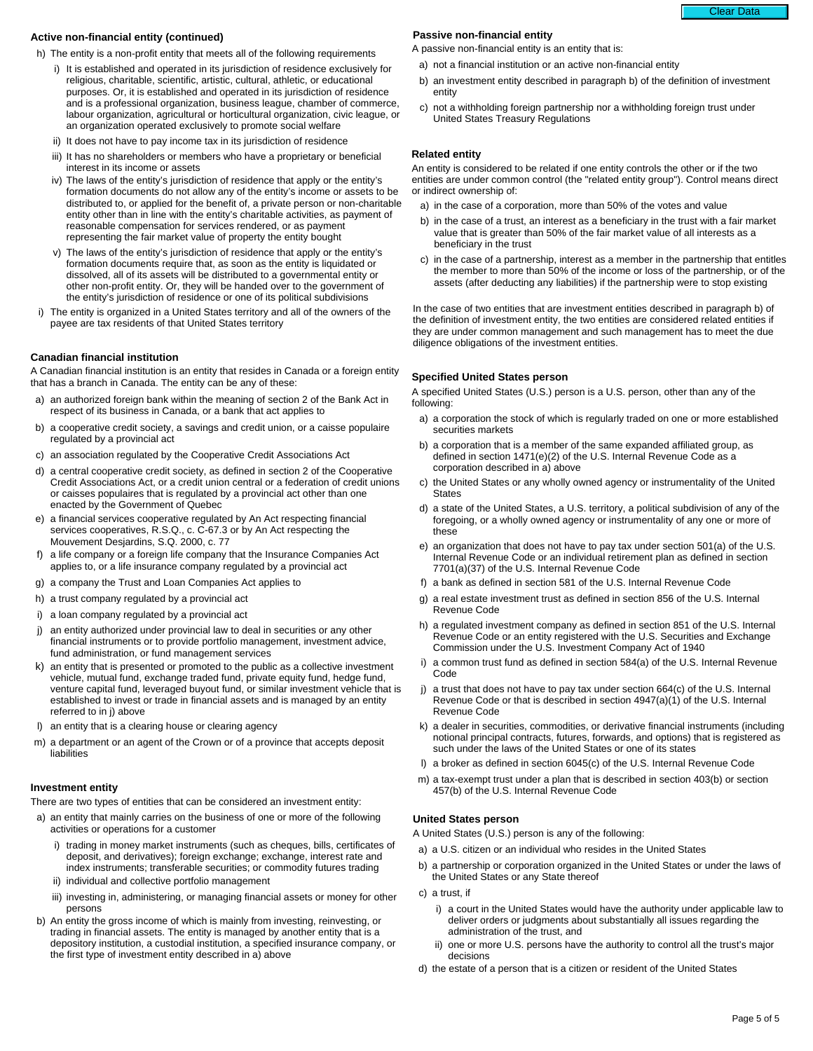### Active non-financial entity (continued)

h) The entity is a non-profit entity that meets all of the following requirements

   i) It is established and operated in its jurisdiction of residence exclusively for religious, charitable, scientific, artistic, cultural, athletic, or educational purposes. Or, it is established and operated in its jurisdiction of residence and is a professional organization, business league, chamber of commerce, labour organization, agricultural or horticultural organization, civic league, or an organization operated exclusively to promote social welfare

   ii) It does not have to pay income tax in its jurisdiction of residence

   iii) It has no shareholders or members who have a proprietary or beneficial interest in its income or assets

   iv) The laws of the entity's jurisdiction of residence that apply or the entity's formation documents do not allow any of the entity's income or assets to be distributed to, or applied for the benefit of, a private person or non-charitable entity other than in line with the entity's charitable activities, as payment of reasonable compensation for services rendered, or as payment representing the fair market value of property the entity bought

   v) The laws of the entity's jurisdiction of residence that apply or the entity's formation documents require that, as soon as the entity is liquidated or dissolved, all of its assets will be distributed to a governmental entity or other non-profit entity. Or, they will be handed over to the government of the entity's jurisdiction of residence or one of its political subdivisions

i) The entity is organized in a United States territory and all of the owners of the payee are tax residents of that United States territory

### Canadian financial institution

A Canadian financial institution is an entity that resides in Canada or a foreign entity that has a branch in Canada. The entity can be any of these:

a) an authorized foreign bank within the meaning of section 2 of the Bank Act in respect of its business in Canada, or a bank that act applies to

b) a cooperative credit society, a savings and credit union, or a caisse populaire regulated by a provincial act

c) an association regulated by the Cooperative Credit Associations Act

d) a central cooperative credit society, as defined in section 2 of the Cooperative Credit Associations Act, or a credit union central or a federation of credit unions or caisses populaires that is regulated by a provincial act other than one enacted by the Government of Quebec

e) a financial services cooperative regulated by An Act respecting financial services cooperatives, R.S.Q., c. C-67.3 or by An Act respecting the Mouvement Desjardins, S.Q. 2000, c. 77

f) a life company or a foreign life company that the Insurance Companies Act applies to, or a life insurance company regulated by a provincial act

g) a company the Trust and Loan Companies Act applies to

h) a trust company regulated by a provincial act

i) a loan company regulated by a provincial act

j) an entity authorized under provincial law to deal in securities or any other financial instruments or to provide portfolio management, investment advice, fund administration, or fund management services

k) an entity that is presented or promoted to the public as a collective investment vehicle, mutual fund, exchange traded fund, private equity fund, hedge fund, venture capital fund, leveraged buyout fund, or similar investment vehicle that is established to invest or trade in financial assets and is managed by an entity referred to in j) above

l) an entity that is a clearing house or clearing agency

m) a department or an agent of the Crown or of a province that accepts deposit liabilities

### Investment entity

There are two types of entities that can be considered an investment entity:

a) an entity that mainly carries on the business of one or more of the following activities or operations for a customer

   i) trading in money market instruments (such as cheques, bills, certificates of deposit, and derivatives); foreign exchange; exchange, interest rate and index instruments; transferable securities; or commodity futures trading

   ii) individual and collective portfolio management

   iii) investing in, administering, or managing financial assets or money for other persons

b) An entity the gross income of which is mainly from investing, reinvesting, or trading in financial assets. The entity is managed by another entity that is a depository institution, a custodial institution, a specified insurance company, or the first type of investment entity described in a) above

### Passive non-financial entity

A passive non-financial entity is an entity that is:

a) not a financial institution or an active non-financial entity

b) an investment entity described in paragraph b) of the definition of investment entity

c) not a withholding foreign partnership nor a withholding foreign trust under United States Treasury Regulations

### Related entity

An entity is considered to be related if one entity controls the other or if the two entities are under common control (the "related entity group"). Control means direct or indirect ownership of:

a) in the case of a corporation, more than 50% of the votes and value

b) in the case of a trust, an interest as a beneficiary in the trust with a fair market value that is greater than 50% of the fair market value of all interests as a beneficiary in the trust

c) in the case of a partnership, interest as a member in the partnership that entitles the member to more than 50% of the income or loss of the partnership, or of the assets (after deducting any liabilities) if the partnership were to stop existing

In the case of two entities that are investment entities described in paragraph b) of the definition of investment entity, the two entities are considered related entities if they are under common management and such management has to meet the due diligence obligations of the investment entities.

### Specified United States person

A specified United States (U.S.) person is a U.S. person, other than any of the following:

a) a corporation the stock of which is regularly traded on one or more established securities markets

b) a corporation that is a member of the same expanded affiliated group, as defined in section 1471(e)(2) of the U.S. Internal Revenue Code as a corporation described in a) above

c) the United States or any wholly owned agency or instrumentality of the United States

d) a state of the United States, a U.S. territory, a political subdivision of any of the foregoing, or a wholly owned agency or instrumentality of any one or more of these

e) an organization that does not have to pay tax under section 501(a) of the U.S. Internal Revenue Code or an individual retirement plan as defined in section 7701(a)(37) of the U.S. Internal Revenue Code

f) a bank as defined in section 581 of the U.S. Internal Revenue Code

g) a real estate investment trust as defined in section 856 of the U.S. Internal Revenue Code

h) a regulated investment company as defined in section 851 of the U.S. Internal Revenue Code or an entity registered with the U.S. Securities and Exchange Commission under the U.S. Investment Company Act of 1940

i) a common trust fund as defined in section 584(a) of the U.S. Internal Revenue Code

j) a trust that does not have to pay tax under section 664(c) of the U.S. Internal Revenue Code or that is described in section 4947(a)(1) of the U.S. Internal Revenue Code

k) a dealer in securities, commodities, or derivative financial instruments (including notional principal contracts, futures, forwards, and options) that is registered as such under the laws of the United States or one of its states

l) a broker as defined in section 6045(c) of the U.S. Internal Revenue Code

m) a tax-exempt trust under a plan that is described in section 403(b) or section 457(b) of the U.S. Internal Revenue Code

### United States person

A United States (U.S.) person is any of the following:

a) a U.S. citizen or an individual who resides in the United States

b) a partnership or corporation organized in the United States or under the laws of the United States or any State thereof

c) a trust, if

   i) a court in the United States would have the authority under applicable law to deliver orders or judgments about substantially all issues regarding the administration of the trust, and

   ii) one or more U.S. persons have the authority to control all the trust's major decisions

d) the estate of a person that is a citizen or resident of the United States